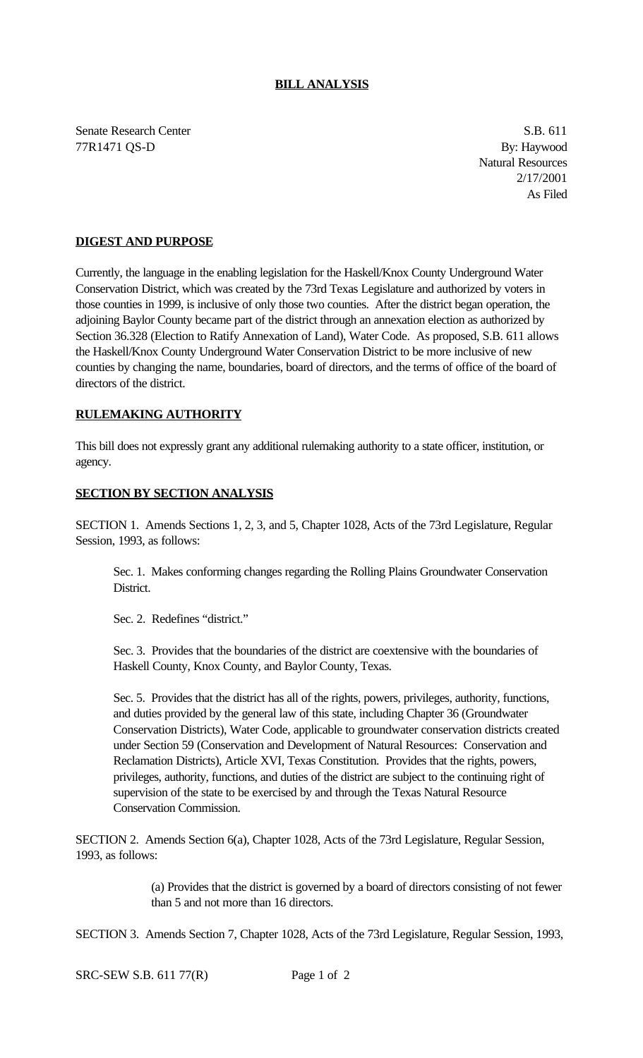# BILL ANALYSIS

Senate Research Center
77R1471 QS-D

S.B. 611
By: Haywood
Natural Resources
2/17/2001
As Filed

## DIGEST AND PURPOSE

Currently, the language in the enabling legislation for the Haskell/Knox County Underground Water Conservation District, which was created by the 73rd Texas Legislature and authorized by voters in those counties in 1999, is inclusive of only those two counties. After the district began operation, the adjoining Baylor County became part of the district through an annexation election as authorized by Section 36.328 (Election to Ratify Annexation of Land), Water Code. As proposed, S.B. 611 allows the Haskell/Knox County Underground Water Conservation District to be more inclusive of new counties by changing the name, boundaries, board of directors, and the terms of office of the board of directors of the district.

## RULEMAKING AUTHORITY

This bill does not expressly grant any additional rulemaking authority to a state officer, institution, or agency.

## SECTION BY SECTION ANALYSIS

SECTION 1. Amends Sections 1, 2, 3, and 5, Chapter 1028, Acts of the 73rd Legislature, Regular Session, 1993, as follows:

> Sec. 1. Makes conforming changes regarding the Rolling Plains Groundwater Conservation District.
>
> Sec. 2. Redefines "district."
>
> Sec. 3. Provides that the boundaries of the district are coextensive with the boundaries of Haskell County, Knox County, and Baylor County, Texas.
>
> Sec. 5. Provides that the district has all of the rights, powers, privileges, authority, functions, and duties provided by the general law of this state, including Chapter 36 (Groundwater Conservation Districts), Water Code, applicable to groundwater conservation districts created under Section 59 (Conservation and Development of Natural Resources: Conservation and Reclamation Districts), Article XVI, Texas Constitution. Provides that the rights, powers, privileges, authority, functions, and duties of the district are subject to the continuing right of supervision of the state to be exercised by and through the Texas Natural Resource Conservation Commission.

SECTION 2. Amends Section 6(a), Chapter 1028, Acts of the 73rd Legislature, Regular Session, 1993, as follows:

> (a) Provides that the district is governed by a board of directors consisting of not fewer than 5 and not more than 16 directors.

SECTION 3. Amends Section 7, Chapter 1028, Acts of the 73rd Legislature, Regular Session, 1993,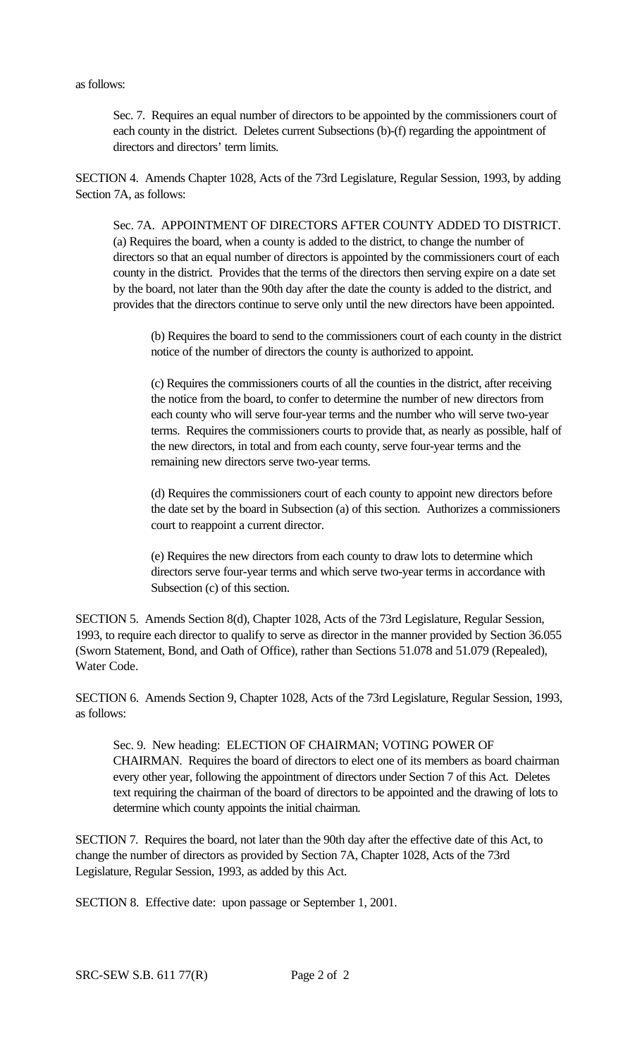as follows:

Sec. 7. Requires an equal number of directors to be appointed by the commissioners court of each county in the district. Deletes current Subsections (b)-(f) regarding the appointment of directors and directors' term limits.

SECTION 4. Amends Chapter 1028, Acts of the 73rd Legislature, Regular Session, 1993, by adding Section 7A, as follows:

Sec. 7A. APPOINTMENT OF DIRECTORS AFTER COUNTY ADDED TO DISTRICT. (a) Requires the board, when a county is added to the district, to change the number of directors so that an equal number of directors is appointed by the commissioners court of each county in the district. Provides that the terms of the directors then serving expire on a date set by the board, not later than the 90th day after the date the county is added to the district, and provides that the directors continue to serve only until the new directors have been appointed.

(b) Requires the board to send to the commissioners court of each county in the district notice of the number of directors the county is authorized to appoint.

(c) Requires the commissioners courts of all the counties in the district, after receiving the notice from the board, to confer to determine the number of new directors from each county who will serve four-year terms and the number who will serve two-year terms. Requires the commissioners courts to provide that, as nearly as possible, half of the new directors, in total and from each county, serve four-year terms and the remaining new directors serve two-year terms.

(d) Requires the commissioners court of each county to appoint new directors before the date set by the board in Subsection (a) of this section. Authorizes a commissioners court to reappoint a current director.

(e) Requires the new directors from each county to draw lots to determine which directors serve four-year terms and which serve two-year terms in accordance with Subsection (c) of this section.

SECTION 5. Amends Section 8(d), Chapter 1028, Acts of the 73rd Legislature, Regular Session, 1993, to require each director to qualify to serve as director in the manner provided by Section 36.055 (Sworn Statement, Bond, and Oath of Office), rather than Sections 51.078 and 51.079 (Repealed), Water Code.

SECTION 6. Amends Section 9, Chapter 1028, Acts of the 73rd Legislature, Regular Session, 1993, as follows:

Sec. 9. New heading: ELECTION OF CHAIRMAN; VOTING POWER OF CHAIRMAN. Requires the board of directors to elect one of its members as board chairman every other year, following the appointment of directors under Section 7 of this Act. Deletes text requiring the chairman of the board of directors to be appointed and the drawing of lots to determine which county appoints the initial chairman.

SECTION 7. Requires the board, not later than the 90th day after the effective date of this Act, to change the number of directors as provided by Section 7A, Chapter 1028, Acts of the 73rd Legislature, Regular Session, 1993, as added by this Act.

SECTION 8. Effective date: upon passage or September 1, 2001.

SRC-SEW S.B. 611 77(R)